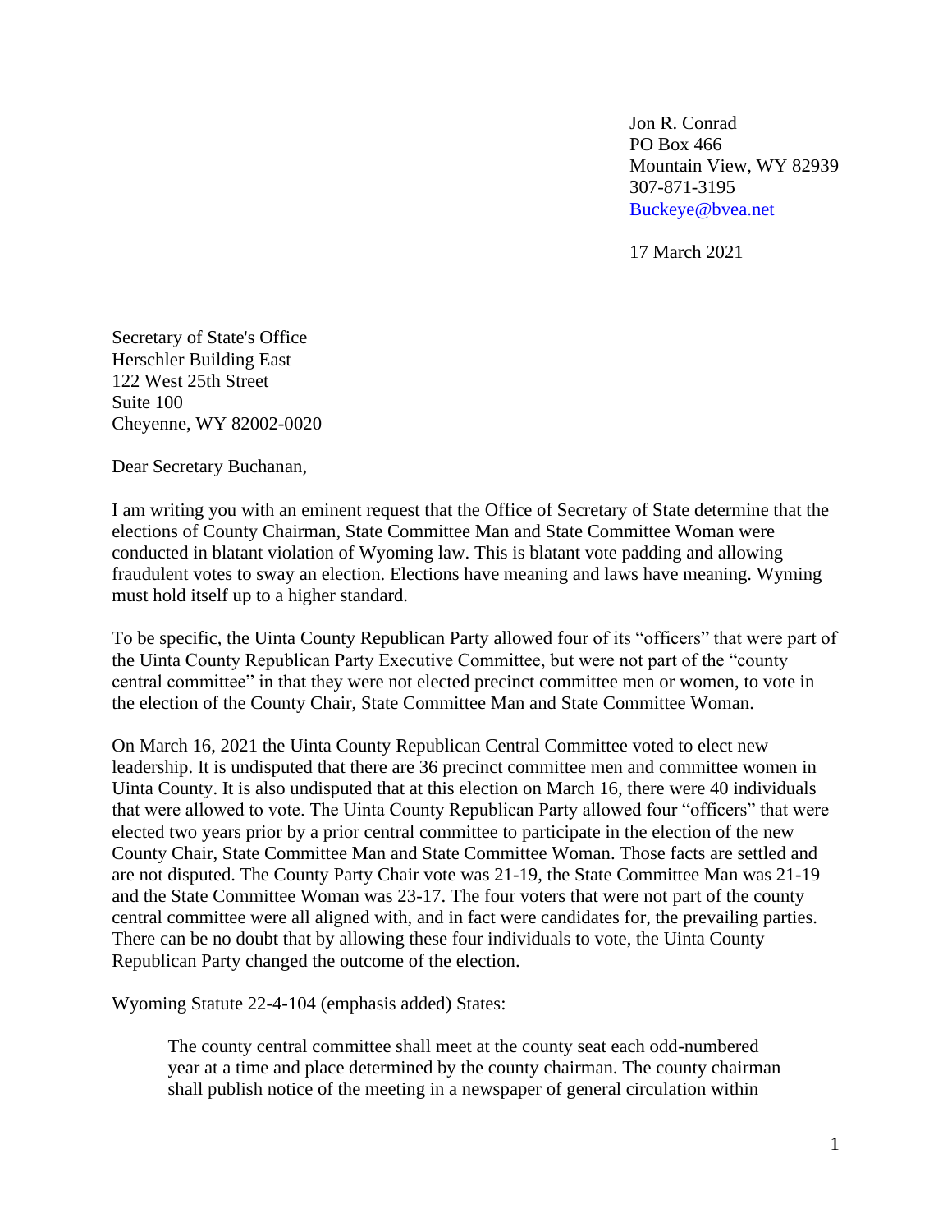Jon R. Conrad
PO Box 466
Mountain View, WY 82939
307-871-3195
Buckeye@bvea.net

17 March 2021

Secretary of State's Office
Herschler Building East
122 West 25th Street
Suite 100
Cheyenne, WY 82002-0020

Dear Secretary Buchanan,

I am writing you with an eminent request that the Office of Secretary of State determine that the elections of County Chairman, State Committee Man and State Committee Woman were conducted in blatant violation of Wyoming law. This is blatant vote padding and allowing fraudulent votes to sway an election. Elections have meaning and laws have meaning. Wyming must hold itself up to a higher standard.

To be specific, the Uinta County Republican Party allowed four of its "officers" that were part of the Uinta County Republican Party Executive Committee, but were not part of the "county central committee" in that they were not elected precinct committee men or women, to vote in the election of the County Chair, State Committee Man and State Committee Woman.

On March 16, 2021 the Uinta County Republican Central Committee voted to elect new leadership. It is undisputed that there are 36 precinct committee men and committee women in Uinta County. It is also undisputed that at this election on March 16, there were 40 individuals that were allowed to vote. The Uinta County Republican Party allowed four "officers" that were elected two years prior by a prior central committee to participate in the election of the new County Chair, State Committee Man and State Committee Woman. Those facts are settled and are not disputed. The County Party Chair vote was 21-19, the State Committee Man was 21-19 and the State Committee Woman was 23-17. The four voters that were not part of the county central committee were all aligned with, and in fact were candidates for, the prevailing parties. There can be no doubt that by allowing these four individuals to vote, the Uinta County Republican Party changed the outcome of the election.

Wyoming Statute 22-4-104 (emphasis added) States:

> The county central committee shall meet at the county seat each odd-numbered year at a time and place determined by the county chairman. The county chairman shall publish notice of the meeting in a newspaper of general circulation within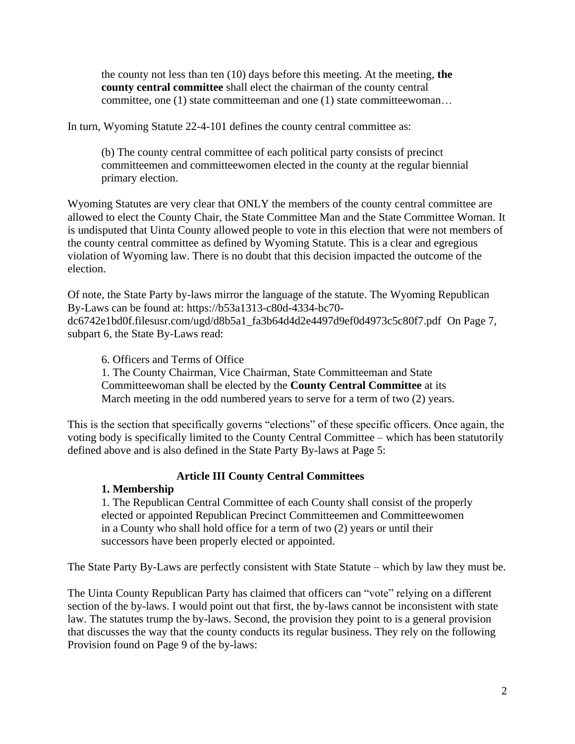> the county not less than ten (10) days before this meeting. At the meeting, **the county central committee** shall elect the chairman of the county central committee, one (1) state committeeman and one (1) state committeewoman…

In turn, Wyoming Statute 22-4-101 defines the county central committee as:

> (b) The county central committee of each political party consists of precinct committeemen and committeewomen elected in the county at the regular biennial primary election.

Wyoming Statutes are very clear that ONLY the members of the county central committee are allowed to elect the County Chair, the State Committee Man and the State Committee Woman. It is undisputed that Uinta County allowed people to vote in this election that were not members of the county central committee as defined by Wyoming Statute. This is a clear and egregious violation of Wyoming law. There is no doubt that this decision impacted the outcome of the election.

Of note, the State Party by-laws mirror the language of the statute. The Wyoming Republican By-Laws can be found at: https://b53a1313-c80d-4334-bc70-dc6742e1bd0f.filesusr.com/ugd/d8b5a1_fa3b64d4d2e4497d9ef0d4973c5c80f7.pdf On Page 7, subpart 6, the State By-Laws read:

> 6. Officers and Terms of Office
> 1. The County Chairman, Vice Chairman, State Committeeman and State Committeewoman shall be elected by the **County Central Committee** at its March meeting in the odd numbered years to serve for a term of two (2) years.

This is the section that specifically governs "elections" of these specific officers. Once again, the voting body is specifically limited to the County Central Committee – which has been statutorily defined above and is also defined in the State Party By-laws at Page 5:

> **Article III County Central Committees**
>
> **1. Membership**
>
> 1. The Republican Central Committee of each County shall consist of the properly elected or appointed Republican Precinct Committeemen and Committeewomen in a County who shall hold office for a term of two (2) years or until their successors have been properly elected or appointed.

The State Party By-Laws are perfectly consistent with State Statute – which by law they must be.

The Uinta County Republican Party has claimed that officers can "vote" relying on a different section of the by-laws. I would point out that first, the by-laws cannot be inconsistent with state law. The statutes trump the by-laws. Second, the provision they point to is a general provision that discusses the way that the county conducts its regular business. They rely on the following Provision found on Page 9 of the by-laws: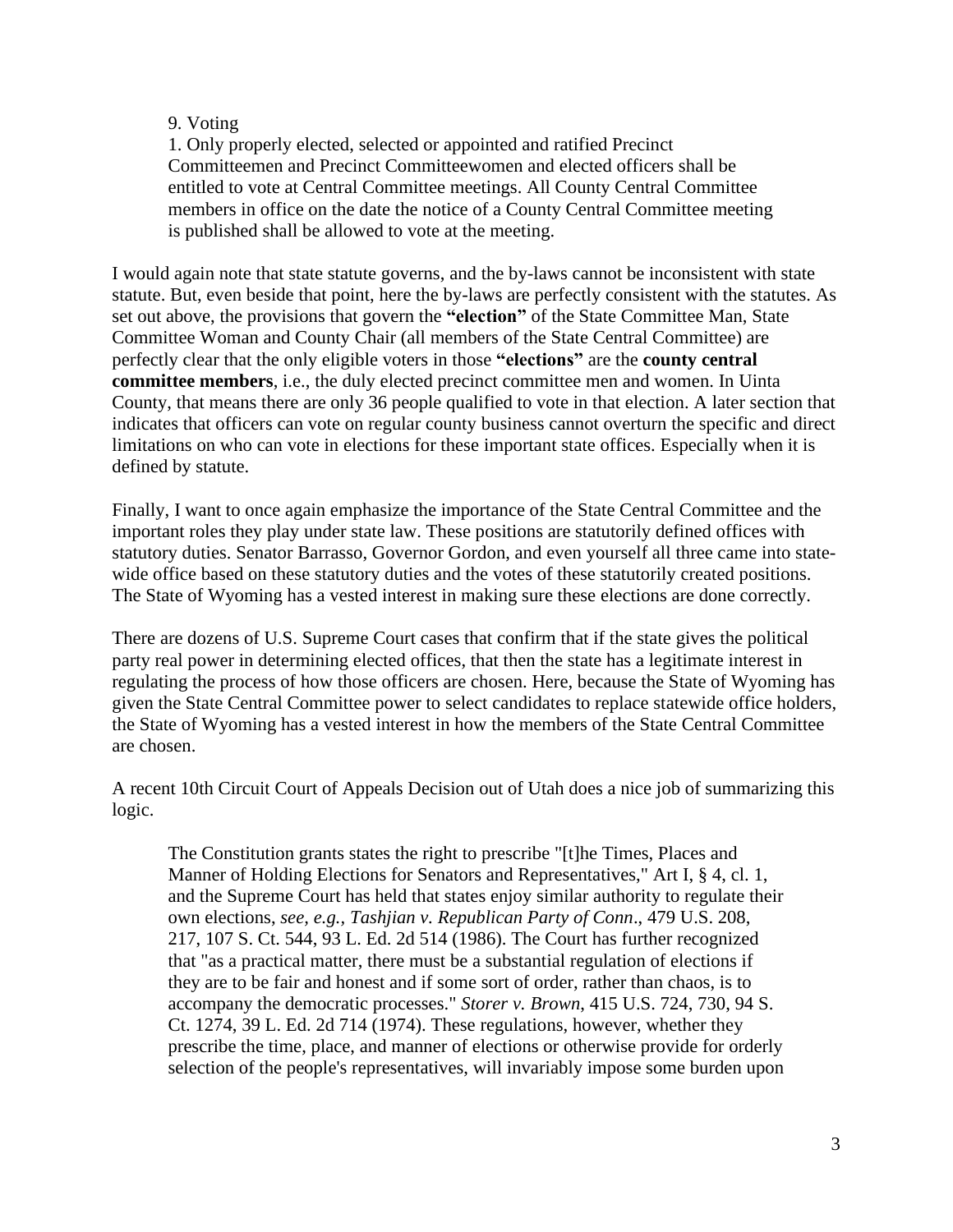> 9. Voting
>
> 1. Only properly elected, selected or appointed and ratified Precinct Committeemen and Precinct Committeewomen and elected officers shall be entitled to vote at Central Committee meetings. All County Central Committee members in office on the date the notice of a County Central Committee meeting is published shall be allowed to vote at the meeting.

I would again note that state statute governs, and the by-laws cannot be inconsistent with state statute. But, even beside that point, here the by-laws are perfectly consistent with the statutes. As set out above, the provisions that govern the **"election"** of the State Committee Man, State Committee Woman and County Chair (all members of the State Central Committee) are perfectly clear that the only eligible voters in those **"elections"** are the **county central committee members**, i.e., the duly elected precinct committee men and women. In Uinta County, that means there are only 36 people qualified to vote in that election. A later section that indicates that officers can vote on regular county business cannot overturn the specific and direct limitations on who can vote in elections for these important state offices. Especially when it is defined by statute.

Finally, I want to once again emphasize the importance of the State Central Committee and the important roles they play under state law. These positions are statutorily defined offices with statutory duties. Senator Barrasso, Governor Gordon, and even yourself all three came into state-wide office based on these statutory duties and the votes of these statutorily created positions. The State of Wyoming has a vested interest in making sure these elections are done correctly.

There are dozens of U.S. Supreme Court cases that confirm that if the state gives the political party real power in determining elected offices, that then the state has a legitimate interest in regulating the process of how those officers are chosen. Here, because the State of Wyoming has given the State Central Committee power to select candidates to replace statewide office holders, the State of Wyoming has a vested interest in how the members of the State Central Committee are chosen.

A recent 10th Circuit Court of Appeals Decision out of Utah does a nice job of summarizing this logic.

> The Constitution grants states the right to prescribe "[t]he Times, Places and Manner of Holding Elections for Senators and Representatives," Art I, § 4, cl. 1, and the Supreme Court has held that states enjoy similar authority to regulate their own elections, *see, e.g., Tashjian v. Republican Party of Conn*., 479 U.S. 208, 217, 107 S. Ct. 544, 93 L. Ed. 2d 514 (1986). The Court has further recognized that "as a practical matter, there must be a substantial regulation of elections if they are to be fair and honest and if some sort of order, rather than chaos, is to accompany the democratic processes." *Storer v. Brown*, 415 U.S. 724, 730, 94 S. Ct. 1274, 39 L. Ed. 2d 714 (1974). These regulations, however, whether they prescribe the time, place, and manner of elections or otherwise provide for orderly selection of the people's representatives, will invariably impose some burden upon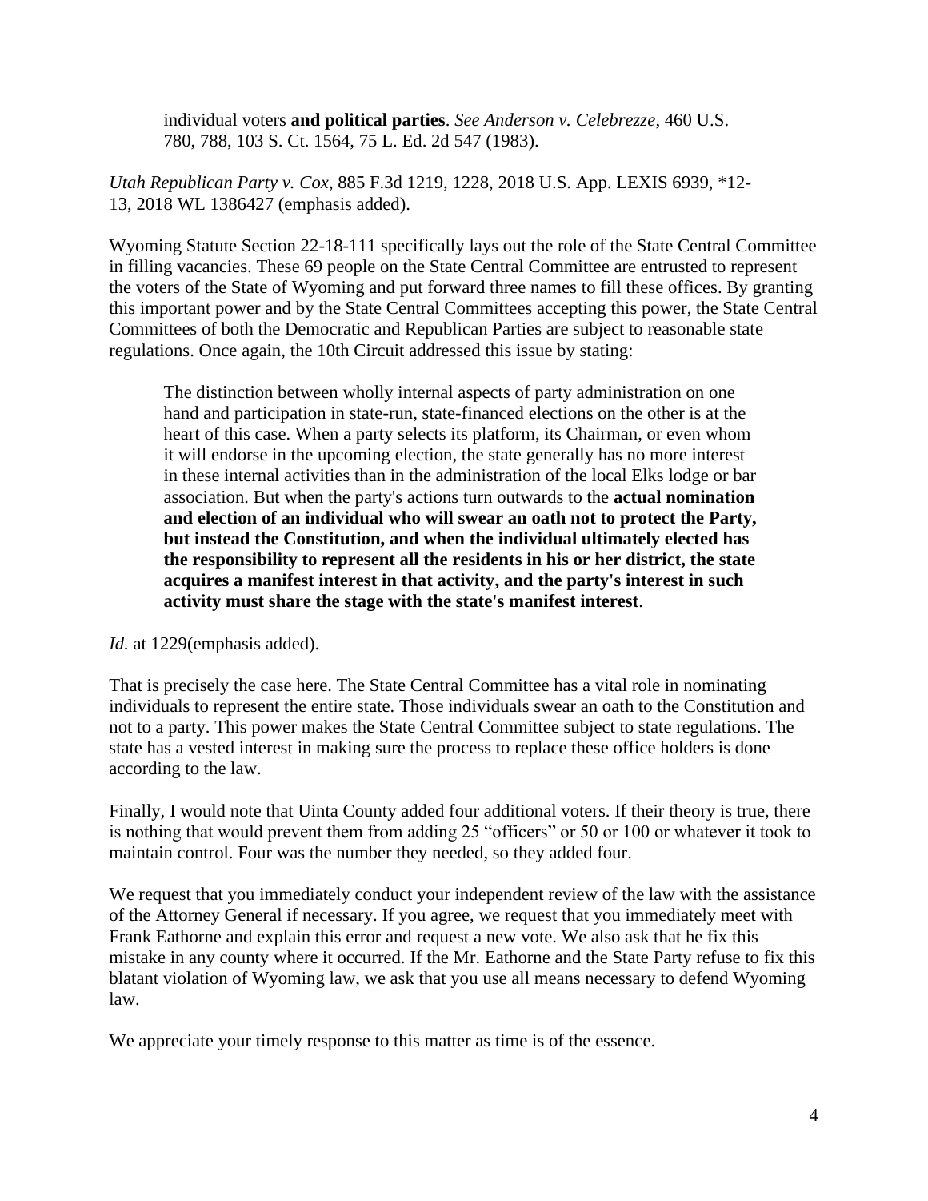> individual voters **and political parties**. *See Anderson v. Celebrezze*, 460 U.S. 780, 788, 103 S. Ct. 1564, 75 L. Ed. 2d 547 (1983).

*Utah Republican Party v. Cox*, 885 F.3d 1219, 1228, 2018 U.S. App. LEXIS 6939, *12-13, 2018 WL 1386427 (emphasis added).

Wyoming Statute Section 22-18-111 specifically lays out the role of the State Central Committee in filling vacancies. These 69 people on the State Central Committee are entrusted to represent the voters of the State of Wyoming and put forward three names to fill these offices. By granting this important power and by the State Central Committees accepting this power, the State Central Committees of both the Democratic and Republican Parties are subject to reasonable state regulations. Once again, the 10th Circuit addressed this issue by stating:

> The distinction between wholly internal aspects of party administration on one hand and participation in state-run, state-financed elections on the other is at the heart of this case. When a party selects its platform, its Chairman, or even whom it will endorse in the upcoming election, the state generally has no more interest in these internal activities than in the administration of the local Elks lodge or bar association. But when the party's actions turn outwards to the **actual nomination and election of an individual who will swear an oath not to protect the Party, but instead the Constitution, and when the individual ultimately elected has the responsibility to represent all the residents in his or her district, the state acquires a manifest interest in that activity, and the party's interest in such activity must share the stage with the state's manifest interest**.

*Id.* at 1229(emphasis added).

That is precisely the case here. The State Central Committee has a vital role in nominating individuals to represent the entire state. Those individuals swear an oath to the Constitution and not to a party. This power makes the State Central Committee subject to state regulations. The state has a vested interest in making sure the process to replace these office holders is done according to the law.

Finally, I would note that Uinta County added four additional voters. If their theory is true, there is nothing that would prevent them from adding 25 "officers" or 50 or 100 or whatever it took to maintain control. Four was the number they needed, so they added four.

We request that you immediately conduct your independent review of the law with the assistance of the Attorney General if necessary. If you agree, we request that you immediately meet with Frank Eathorne and explain this error and request a new vote. We also ask that he fix this mistake in any county where it occurred. If the Mr. Eathorne and the State Party refuse to fix this blatant violation of Wyoming law, we ask that you use all means necessary to defend Wyoming law.

We appreciate your timely response to this matter as time is of the essence.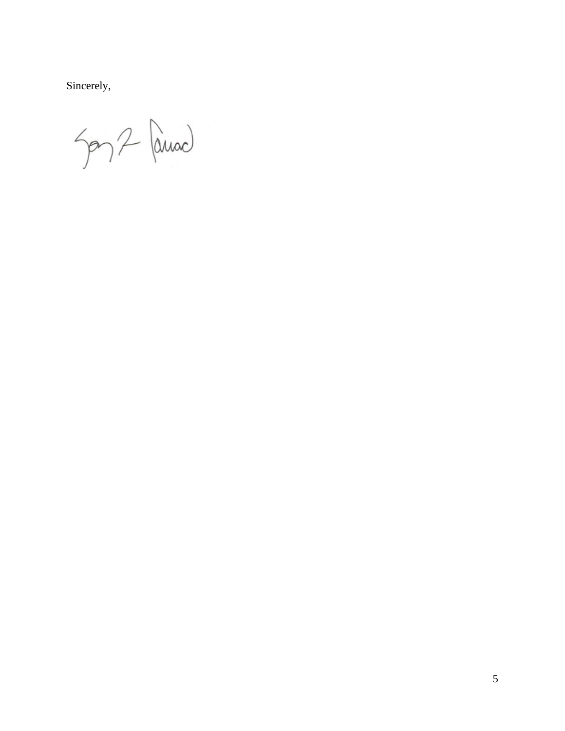Sincerely,